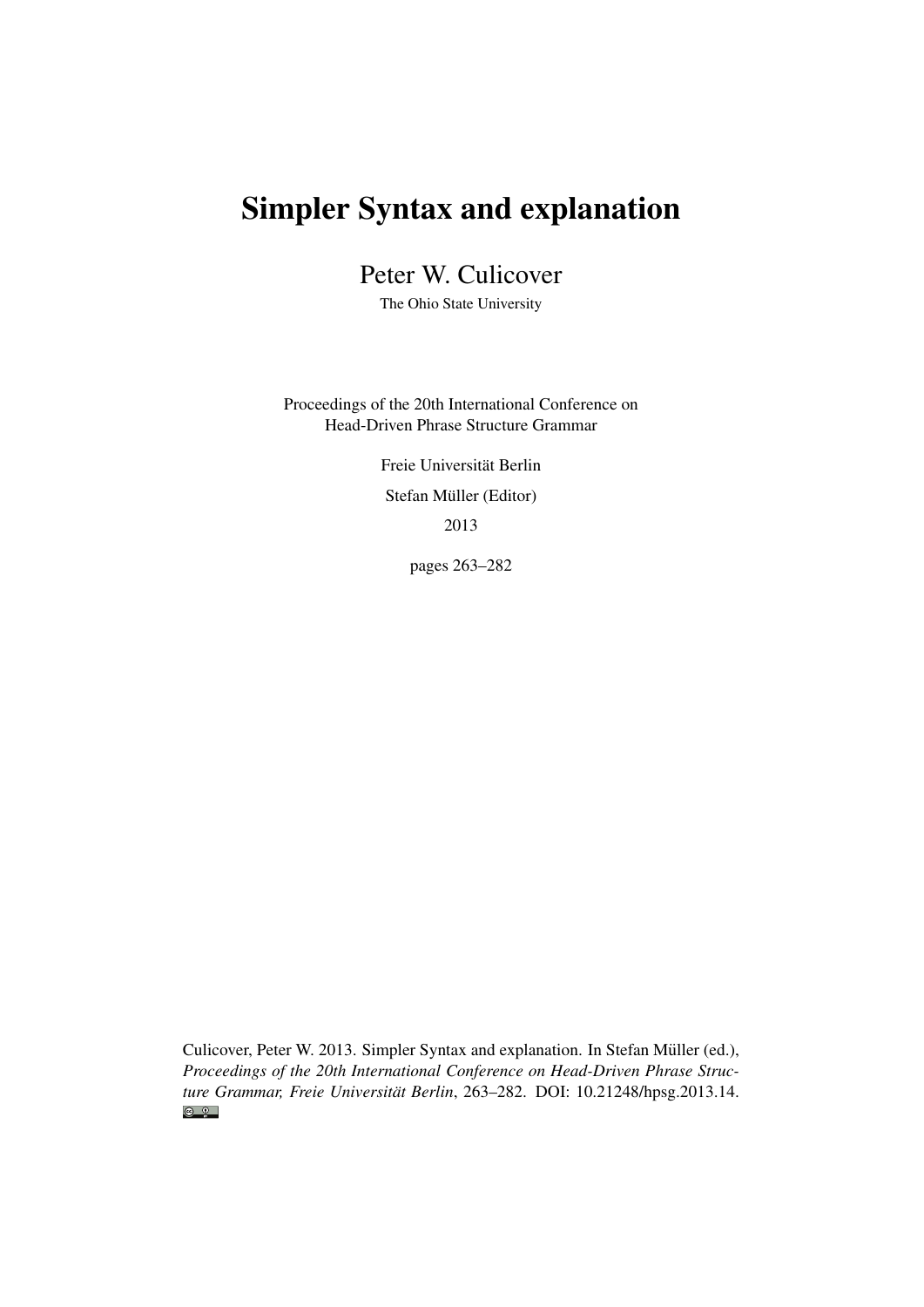# Simpler Syntax and explanation

Peter W. Culicover

The Ohio State University

Proceedings of the 20th International Conference on
Head-Driven Phrase Structure Grammar

Freie Universität Berlin

Stefan Müller (Editor)

2013

pages 263–282

Culicover, Peter W. 2013. Simpler Syntax and explanation. In Stefan Müller (ed.), *Proceedings of the 20th International Conference on Head-Driven Phrase Structure Grammar, Freie Universität Berlin*, 263–282. DOI: 10.21248/hpsg.2013.14.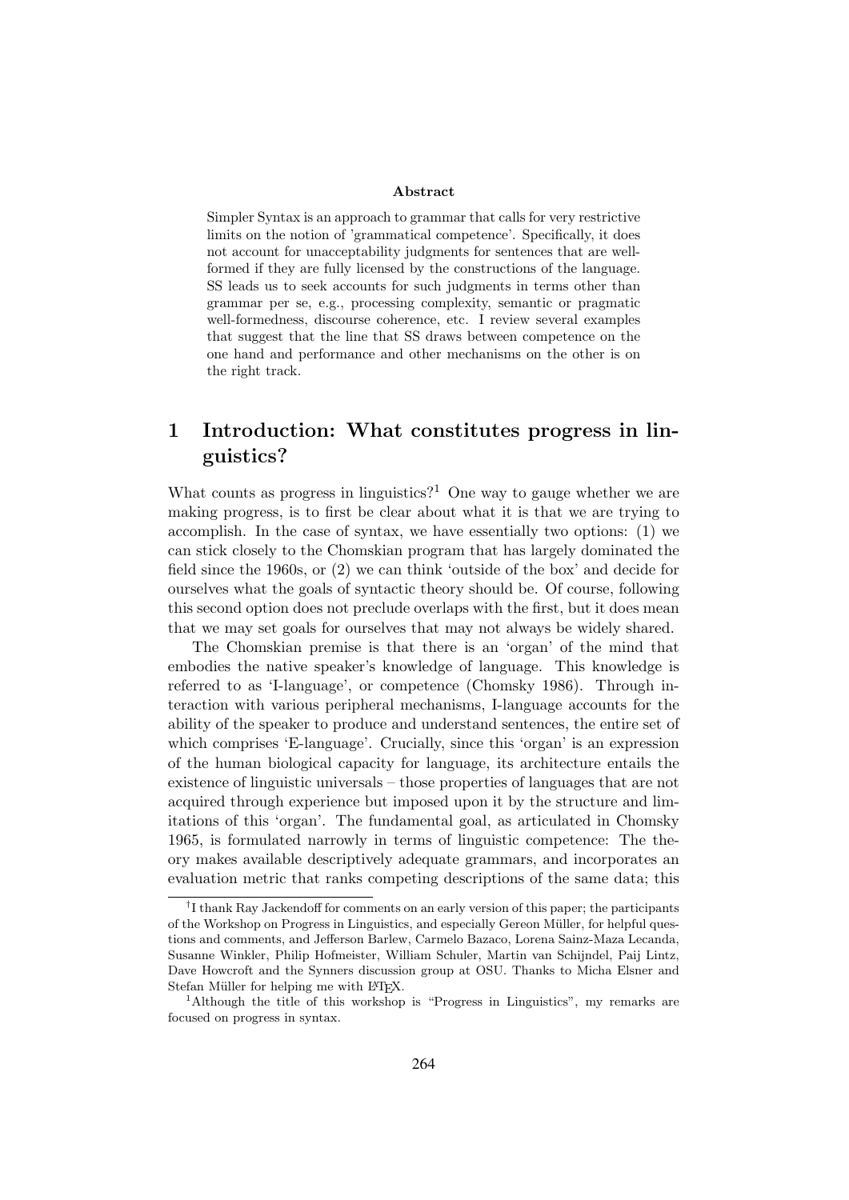**Abstract**

Simpler Syntax is an approach to grammar that calls for very restrictive limits on the notion of 'grammatical competence'. Specifically, it does not account for unacceptability judgments for sentences that are well-formed if they are fully licensed by the constructions of the language. SS leads us to seek accounts for such judgments in terms other than grammar per se, e.g., processing complexity, semantic or pragmatic well-formedness, discourse coherence, etc. I review several examples that suggest that the line that SS draws between competence on the one hand and performance and other mechanisms on the other is on the right track.

## 1 Introduction: What constitutes progress in linguistics?

What counts as progress in linguistics?[1] One way to gauge whether we are making progress, is to first be clear about what it is that we are trying to accomplish. In the case of syntax, we have essentially two options: (1) we can stick closely to the Chomskian program that has largely dominated the field since the 1960s, or (2) we can think 'outside of the box' and decide for ourselves what the goals of syntactic theory should be. Of course, following this second option does not preclude overlaps with the first, but it does mean that we may set goals for ourselves that may not always be widely shared.

The Chomskian premise is that there is an 'organ' of the mind that embodies the native speaker's knowledge of language. This knowledge is referred to as 'I-language', or competence (Chomsky 1986). Through interaction with various peripheral mechanisms, I-language accounts for the ability of the speaker to produce and understand sentences, the entire set of which comprises 'E-language'. Crucially, since this 'organ' is an expression of the human biological capacity for language, its architecture entails the existence of linguistic universals – those properties of languages that are not acquired through experience but imposed upon it by the structure and limitations of this 'organ'. The fundamental goal, as articulated in Chomsky 1965, is formulated narrowly in terms of linguistic competence: The theory makes available descriptively adequate grammars, and incorporates an evaluation metric that ranks competing descriptions of the same data; this

[†] I thank Ray Jackendoff for comments on an early version of this paper; the participants of the Workshop on Progress in Linguistics, and especially Gereon Müller, for helpful questions and comments, and Jefferson Barlew, Carmelo Bazaco, Lorena Sainz-Maza Lecanda, Susanne Winkler, Philip Hofmeister, William Schuler, Martin van Schijndel, Paij Lintz, Dave Howcroft and the Synners discussion group at OSU. Thanks to Micha Elsner and Stefan Müller for helping me with LaTeX.

[1] Although the title of this workshop is "Progress in Linguistics", my remarks are focused on progress in syntax.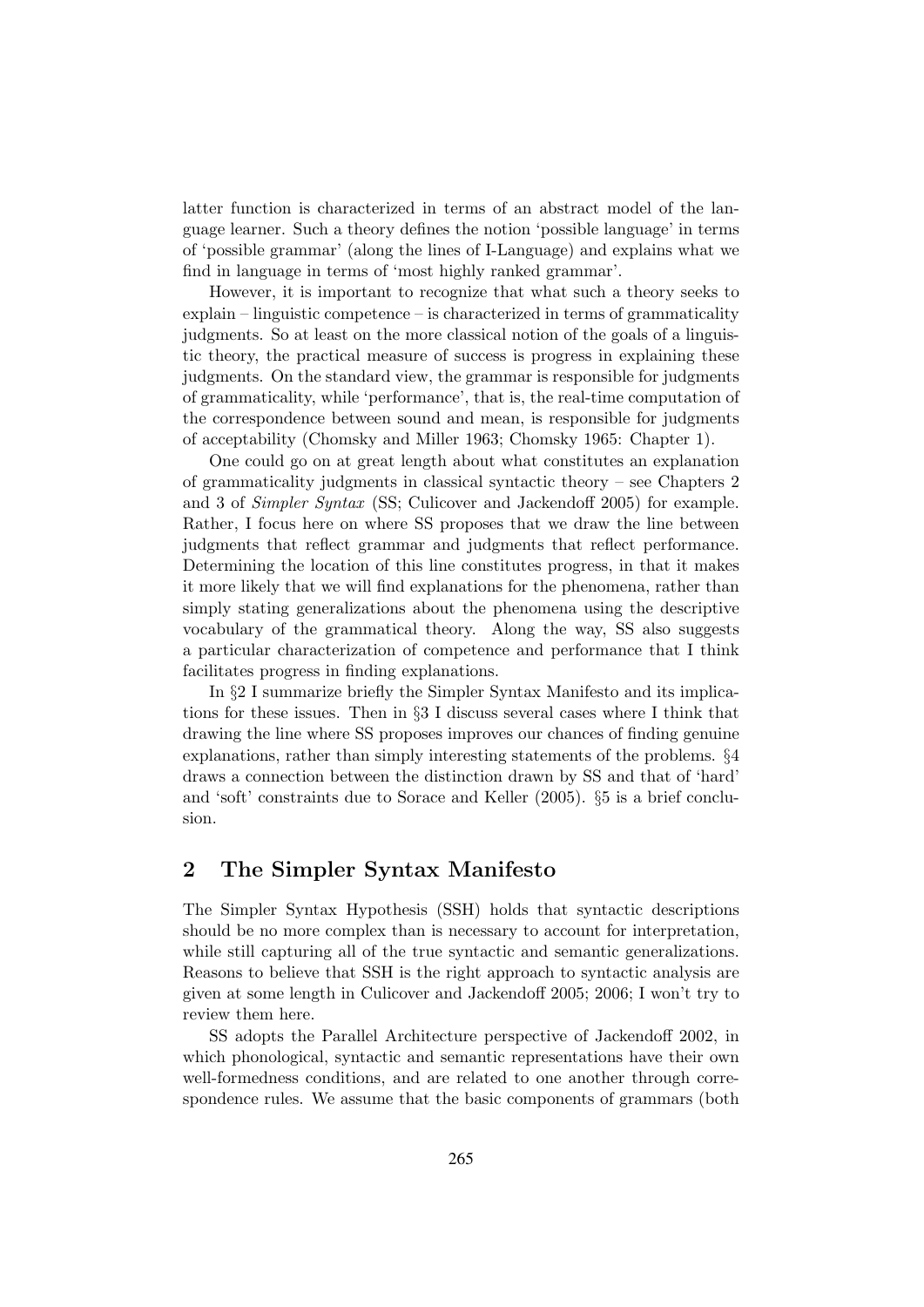latter function is characterized in terms of an abstract model of the language learner. Such a theory defines the notion 'possible language' in terms of 'possible grammar' (along the lines of I-Language) and explains what we find in language in terms of 'most highly ranked grammar'.

However, it is important to recognize that what such a theory seeks to explain – linguistic competence – is characterized in terms of grammaticality judgments. So at least on the more classical notion of the goals of a linguistic theory, the practical measure of success is progress in explaining these judgments. On the standard view, the grammar is responsible for judgments of grammaticality, while 'performance', that is, the real-time computation of the correspondence between sound and mean, is responsible for judgments of acceptability (Chomsky and Miller 1963; Chomsky 1965: Chapter 1).

One could go on at great length about what constitutes an explanation of grammaticality judgments in classical syntactic theory – see Chapters 2 and 3 of *Simpler Syntax* (SS; Culicover and Jackendoff 2005) for example. Rather, I focus here on where SS proposes that we draw the line between judgments that reflect grammar and judgments that reflect performance. Determining the location of this line constitutes progress, in that it makes it more likely that we will find explanations for the phenomena, rather than simply stating generalizations about the phenomena using the descriptive vocabulary of the grammatical theory. Along the way, SS also suggests a particular characterization of competence and performance that I think facilitates progress in finding explanations.

In §2 I summarize briefly the Simpler Syntax Manifesto and its implications for these issues. Then in §3 I discuss several cases where I think that drawing the line where SS proposes improves our chances of finding genuine explanations, rather than simply interesting statements of the problems. §4 draws a connection between the distinction drawn by SS and that of 'hard' and 'soft' constraints due to Sorace and Keller (2005). §5 is a brief conclusion.

## 2 The Simpler Syntax Manifesto

The Simpler Syntax Hypothesis (SSH) holds that syntactic descriptions should be no more complex than is necessary to account for interpretation, while still capturing all of the true syntactic and semantic generalizations. Reasons to believe that SSH is the right approach to syntactic analysis are given at some length in Culicover and Jackendoff 2005; 2006; I won't try to review them here.

SS adopts the Parallel Architecture perspective of Jackendoff 2002, in which phonological, syntactic and semantic representations have their own well-formedness conditions, and are related to one another through correspondence rules. We assume that the basic components of grammars (both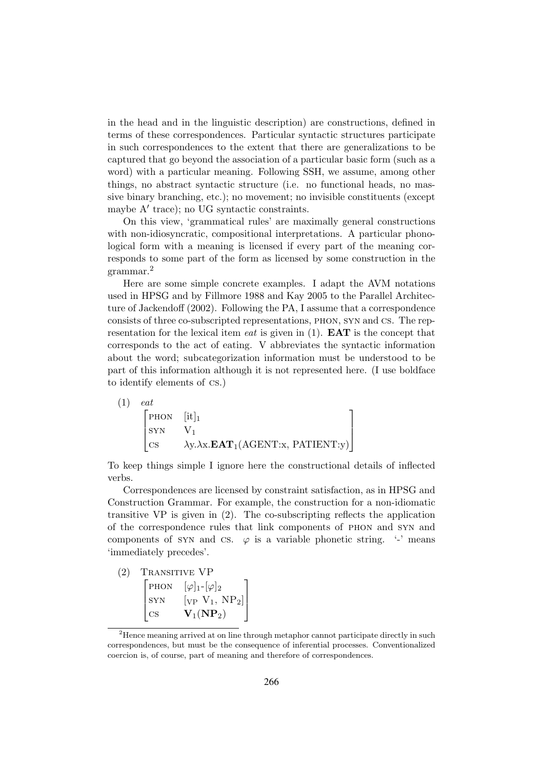in the head and in the linguistic description) are constructions, defined in terms of these correspondences. Particular syntactic structures participate in such correspondences to the extent that there are generalizations to be captured that go beyond the association of a particular basic form (such as a word) with a particular meaning. Following SSH, we assume, among other things, no abstract syntactic structure (i.e. no functional heads, no massive binary branching, etc.); no movement; no invisible constituents (except maybe A′ trace); no UG syntactic constraints.

On this view, 'grammatical rules' are maximally general constructions with non-idiosyncratic, compositional interpretations. A particular phonological form with a meaning is licensed if every part of the meaning corresponds to some part of the form as licensed by some construction in the grammar.[2]

Here are some simple concrete examples. I adapt the AVM notations used in HPSG and by Fillmore 1988 and Kay 2005 to the Parallel Architecture of Jackendoff (2002). Following the PA, I assume that a correspondence consists of three co-subscripted representations, PHON, SYN and CS. The representation for the lexical item *eat* is given in (1). **EAT** is the concept that corresponds to the act of eating. V abbreviates the syntactic information about the word; subcategorization information must be understood to be part of this information although it is not represented here. (I use boldface to identify elements of CS.)

(1) *eat*

$$\begin{bmatrix} \text{PHON} & [\text{it}]_1 \\ \text{SYN} & \text{V}_1 \\ \text{CS} & \lambda\text{y}.\lambda\text{x}.\mathbf{EAT}_1(\text{AGENT:x, PATIENT:y}) \end{bmatrix}$$

To keep things simple I ignore here the constructional details of inflected verbs.

Correspondences are licensed by constraint satisfaction, as in HPSG and Construction Grammar. For example, the construction for a non-idiomatic transitive VP is given in (2). The co-subscripting reflects the application of the correspondence rules that link components of PHON and SYN and components of SYN and CS. $\varphi$ is a variable phonetic string. '-' means 'immediately precedes'.

(2) TRANSITIVE VP

$$\begin{bmatrix} \text{PHON} & [\varphi]_1\text{-}[\varphi]_2 \\ \text{SYN} & [_{\text{VP}}\ \text{V}_1,\ \text{NP}_2] \\ \text{CS} & \mathbf{V}_1(\mathbf{NP}_2) \end{bmatrix}$$

[2] Hence meaning arrived at on line through metaphor cannot participate directly in such correspondences, but must be the consequence of inferential processes. Conventionalized coercion is, of course, part of meaning and therefore of correspondences.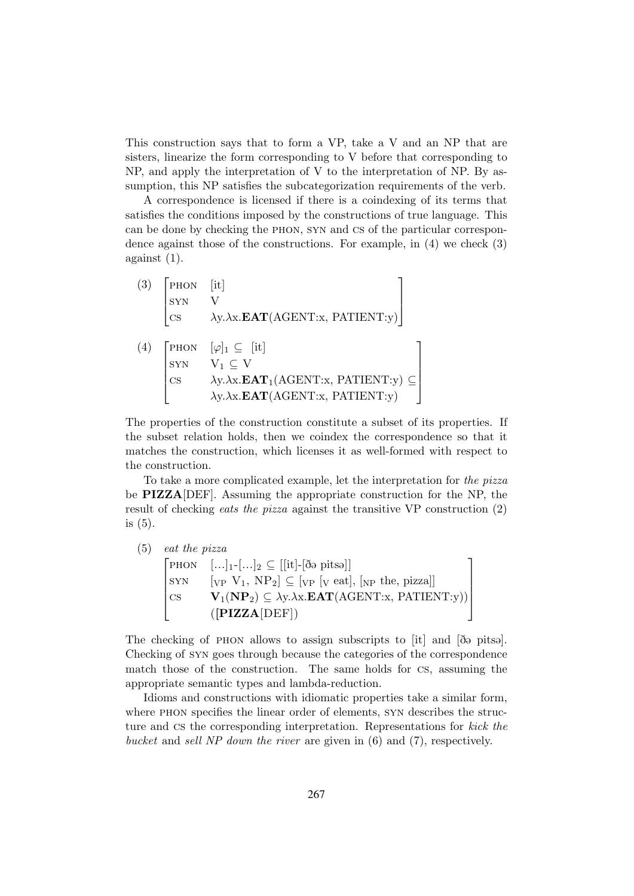This construction says that to form a VP, take a V and an NP that are sisters, linearize the form corresponding to V before that corresponding to NP, and apply the interpretation of V to the interpretation of NP. By assumption, this NP satisfies the subcategorization requirements of the verb.

A correspondence is licensed if there is a coindexing of its terms that satisfies the conditions imposed by the constructions of true language. This can be done by checking the PHON, SYN and CS of the particular correspondence against those of the constructions. For example, in (4) we check (3) against (1).

(3)
$$\begin{bmatrix} \text{PHON} & [\text{it}] \\ \text{SYN} & \text{V} \\ \text{CS} & \lambda \text{y}.\lambda \text{x}.\mathbf{EAT}(\text{AGENT:x, PATIENT:y}) \end{bmatrix}$$

(4)
$$\begin{bmatrix} \text{PHON} & [\varphi]_1 \subseteq\ [\text{it}] \\ \text{SYN} & \text{V}_1 \subseteq \text{V} \\ \text{CS} & \lambda \text{y}.\lambda \text{x}.\mathbf{EAT}_1(\text{AGENT:x, PATIENT:y}) \subseteq \\ & \lambda \text{y}.\lambda \text{x}.\mathbf{EAT}(\text{AGENT:x, PATIENT:y}) \end{bmatrix}$$

The properties of the construction constitute a subset of its properties. If the subset relation holds, then we coindex the correspondence so that it matches the construction, which licenses it as well-formed with respect to the construction.

To take a more complicated example, let the interpretation for *the pizza* be **PIZZA**[DEF]. Assuming the appropriate construction for the NP, the result of checking *eats the pizza* against the transitive VP construction (2) is (5).

(5) *eat the pizza*
$$\begin{bmatrix} \text{PHON} & [...]_1\text{-}[...]_2 \subseteq [[\text{it}]\text{-}[\text{ðə pitsə}]] \\ \text{SYN} & [_{\text{VP}}\ \text{V}_1,\ \text{NP}_2] \subseteq [_{\text{VP}}\ [_{\text{V}}\ \text{eat}],\ [_{\text{NP}}\ \text{the, pizza}]] \\ \text{CS} & \mathbf{V}_1(\mathbf{NP}_2) \subseteq \lambda \text{y}.\lambda \text{x}.\mathbf{EAT}(\text{AGENT:x, PATIENT:y})) \\ & ([\mathbf{PIZZA}[\text{DEF}]) \end{bmatrix}$$

The checking of PHON allows to assign subscripts to [it] and [ðə pitsə]. Checking of SYN goes through because the categories of the correspondence match those of the construction. The same holds for CS, assuming the appropriate semantic types and lambda-reduction.

Idioms and constructions with idiomatic properties take a similar form, where PHON specifies the linear order of elements, SYN describes the structure and CS the corresponding interpretation. Representations for *kick the bucket* and *sell NP down the river* are given in (6) and (7), respectively.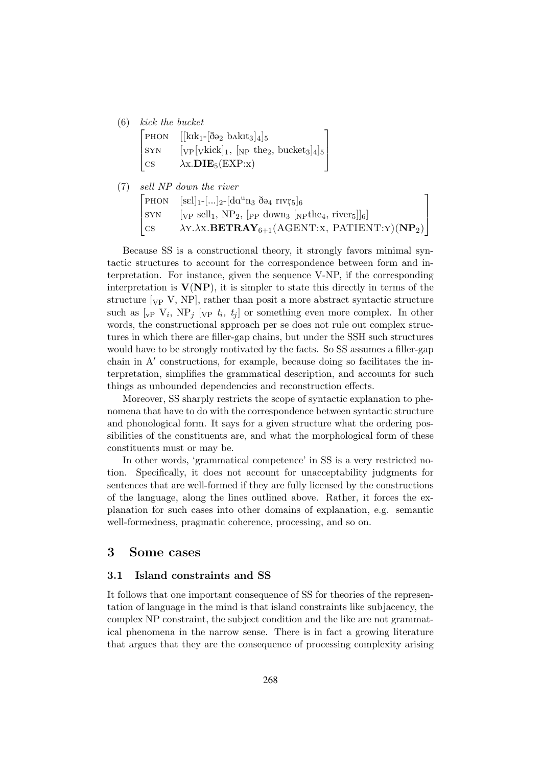(6) *kick the bucket*

$$\begin{bmatrix} \text{PHON} & [[\text{kɪk}_1\text{-}[\text{ðə}_2\ \text{bʌkɪt}_3]_4]_5 \\ \text{SYN} & [_{\text{VP}}[_{\text{V}}\text{kick}]_1,\ [_{\text{NP}}\ \text{the}_2,\ \text{bucket}_3]_4]_5 \\ \text{CS} & \lambda\text{x}.\mathbf{DIE}_5(\text{EXP:x}) \end{bmatrix}$$

(7) *sell NP down the river*

$$\begin{bmatrix} \text{PHON} & [\text{sɛl}]_1\text{-}[...]_2\text{-}[\text{dɑ}^{\text{u}}\text{n}_3\ \text{ðə}_4\ \text{rɪvr̩}_5]_6 \\ \text{SYN} & [_{\text{VP}}\ \text{sell}_1,\ \text{NP}_2,\ [_{\text{PP}}\ \text{down}_3\ [_{\text{NP}}\text{the}_4,\ \text{river}_5]]_6] \\ \text{CS} & \lambda\text{Y}.\lambda\text{X}.\mathbf{BETRAY}_{6+1}(\text{AGENT:X},\ \text{PATIENT:Y})(\mathbf{NP}_2) \end{bmatrix}$$

Because SS is a constructional theory, it strongly favors minimal syntactic structures to account for the correspondence between form and interpretation. For instance, given the sequence V-NP, if the corresponding interpretation is $\mathbf{V}(\mathbf{NP})$, it is simpler to state this directly in terms of the structure $[_{\text{VP}}\ \text{V, NP}]$, rather than posit a more abstract syntactic structure such as $[_{\text{vP}}\ \text{V}_i,\ \text{NP}_j\ [_{\text{VP}}\ t_i,\ t_j]$ or something even more complex. In other words, the constructional approach per se does not rule out complex structures in which there are filler-gap chains, but under the SSH such structures would have to be strongly motivated by the facts. So SS assumes a filler-gap chain in A′ constructions, for example, because doing so facilitates the interpretation, simplifies the grammatical description, and accounts for such things as unbounded dependencies and reconstruction effects.

Moreover, SS sharply restricts the scope of syntactic explanation to phenomena that have to do with the correspondence between syntactic structure and phonological form. It says for a given structure what the ordering possibilities of the constituents are, and what the morphological form of these constituents must or may be.

In other words, 'grammatical competence' in SS is a very restricted notion. Specifically, it does not account for unacceptability judgments for sentences that are well-formed if they are fully licensed by the constructions of the language, along the lines outlined above. Rather, it forces the explanation for such cases into other domains of explanation, e.g. semantic well-formedness, pragmatic coherence, processing, and so on.

## 3 Some cases

### 3.1 Island constraints and SS

It follows that one important consequence of SS for theories of the representation of language in the mind is that island constraints like subjacency, the complex NP constraint, the subject condition and the like are not grammatical phenomena in the narrow sense. There is in fact a growing literature that argues that they are the consequence of processing complexity arising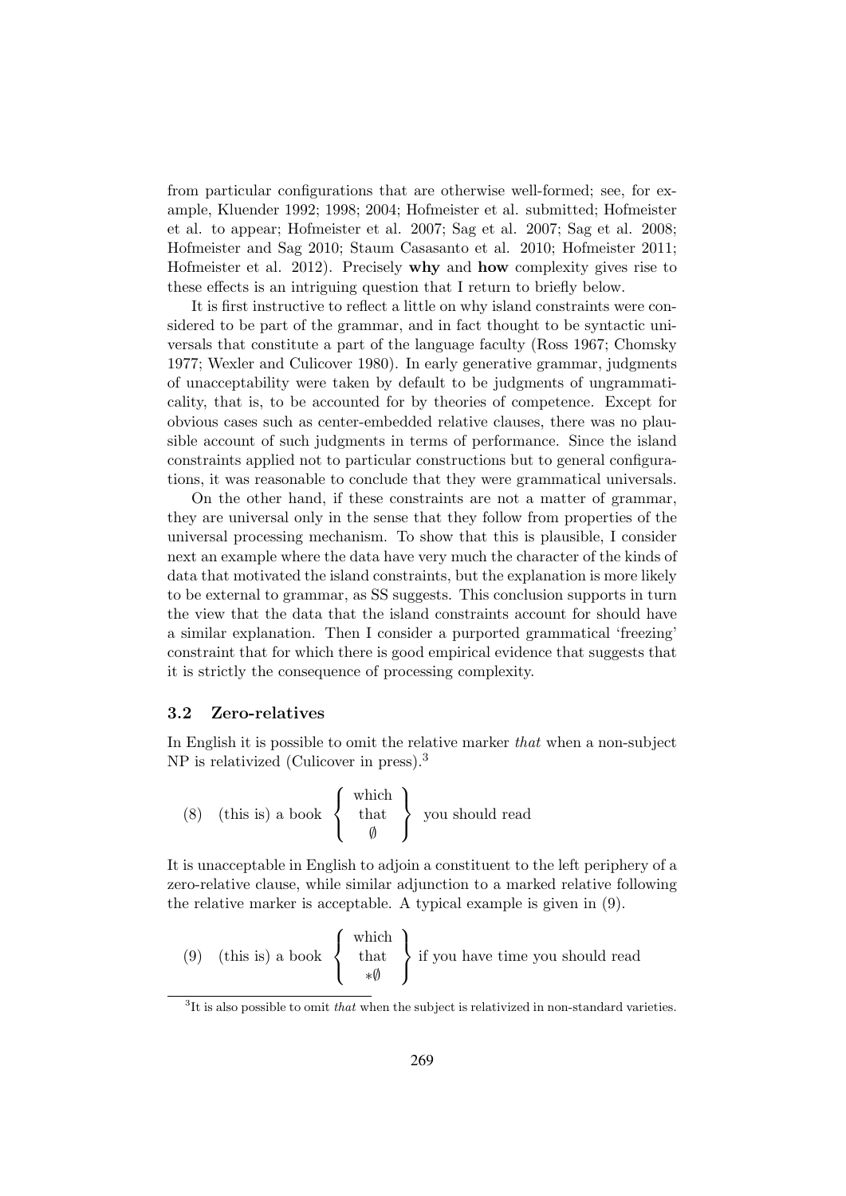from particular configurations that are otherwise well-formed; see, for example, Kluender 1992; 1998; 2004; Hofmeister et al. submitted; Hofmeister et al. to appear; Hofmeister et al. 2007; Sag et al. 2007; Sag et al. 2008; Hofmeister and Sag 2010; Staum Casasanto et al. 2010; Hofmeister 2011; Hofmeister et al. 2012). Precisely **why** and **how** complexity gives rise to these effects is an intriguing question that I return to briefly below.

It is first instructive to reflect a little on why island constraints were considered to be part of the grammar, and in fact thought to be syntactic universals that constitute a part of the language faculty (Ross 1967; Chomsky 1977; Wexler and Culicover 1980). In early generative grammar, judgments of unacceptability were taken by default to be judgments of ungrammaticality, that is, to be accounted for by theories of competence. Except for obvious cases such as center-embedded relative clauses, there was no plausible account of such judgments in terms of performance. Since the island constraints applied not to particular constructions but to general configurations, it was reasonable to conclude that they were grammatical universals.

On the other hand, if these constraints are not a matter of grammar, they are universal only in the sense that they follow from properties of the universal processing mechanism. To show that this is plausible, I consider next an example where the data have very much the character of the kinds of data that motivated the island constraints, but the explanation is more likely to be external to grammar, as SS suggests. This conclusion supports in turn the view that the data that the island constraints account for should have a similar explanation. Then I consider a purported grammatical 'freezing' constraint that for which there is good empirical evidence that suggests that it is strictly the consequence of processing complexity.

### 3.2 Zero-relatives

In English it is possible to omit the relative marker *that* when a non-subject NP is relativized (Culicover in press).[3]

(8) (this is) a book $\left\{ \begin{array}{c} \text{which} \\ \text{that} \\ \emptyset \end{array} \right\}$ you should read

It is unacceptable in English to adjoin a constituent to the left periphery of a zero-relative clause, while similar adjunction to a marked relative following the relative marker is acceptable. A typical example is given in (9).

(9) (this is) a book $\left\{ \begin{array}{c} \text{which} \\ \text{that} \\ *\emptyset \end{array} \right\}$ if you have time you should read

[3]It is also possible to omit *that* when the subject is relativized in non-standard varieties.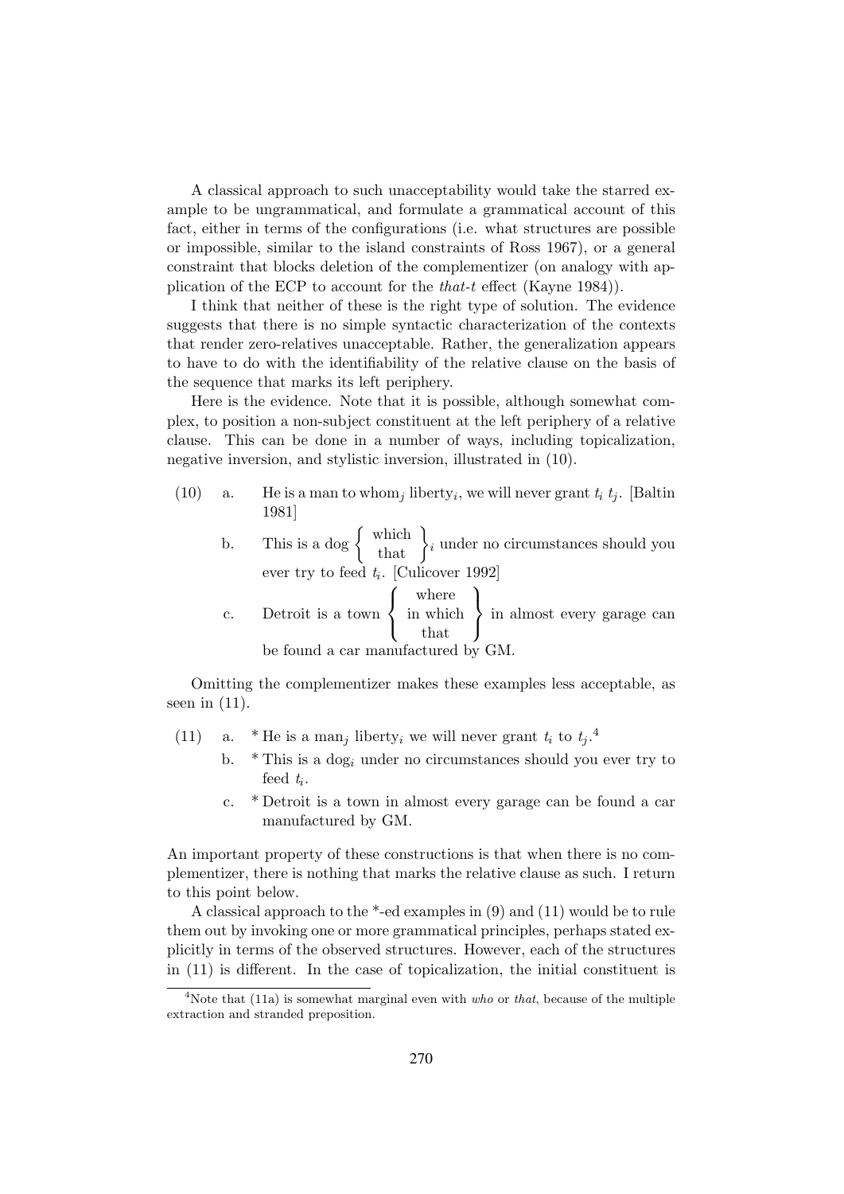A classical approach to such unacceptability would take the starred example to be ungrammatical, and formulate a grammatical account of this fact, either in terms of the configurations (i.e. what structures are possible or impossible, similar to the island constraints of Ross 1967), or a general constraint that blocks deletion of the complementizer (on analogy with application of the ECP to account for the *that-t* effect (Kayne 1984)).

I think that neither of these is the right type of solution. The evidence suggests that there is no simple syntactic characterization of the contexts that render zero-relatives unacceptable. Rather, the generalization appears to have to do with the identifiability of the relative clause on the basis of the sequence that marks its left periphery.

Here is the evidence. Note that it is possible, although somewhat complex, to position a non-subject constituent at the left periphery of a relative clause. This can be done in a number of ways, including topicalization, negative inversion, and stylistic inversion, illustrated in (10).

(10) a. He is a man to whom$_j$ liberty$_i$, we will never grant $t_i$ $t_j$. [Baltin 1981]

b. This is a dog $\left\{ \begin{array}{c} \text{which} \\ \text{that} \end{array} \right\}_i$ under no circumstances should you ever try to feed $t_i$. [Culicover 1992]

c. Detroit is a town $\left\{ \begin{array}{c} \text{where} \\ \text{in which} \\ \text{that} \end{array} \right\}$ in almost every garage can be found a car manufactured by GM.

Omitting the complementizer makes these examples less acceptable, as seen in (11).

(11) a. * He is a man$_j$ liberty$_i$ we will never grant $t_i$ to $t_j$.[4]

b. * This is a dog$_i$ under no circumstances should you ever try to feed $t_i$.

c. * Detroit is a town in almost every garage can be found a car manufactured by GM.

An important property of these constructions is that when there is no complementizer, there is nothing that marks the relative clause as such. I return to this point below.

A classical approach to the *-ed examples in (9) and (11) would be to rule them out by invoking one or more grammatical principles, perhaps stated explicitly in terms of the observed structures. However, each of the structures in (11) is different. In the case of topicalization, the initial constituent is

---

[4] Note that (11a) is somewhat marginal even with *who* or *that*, because of the multiple extraction and stranded preposition.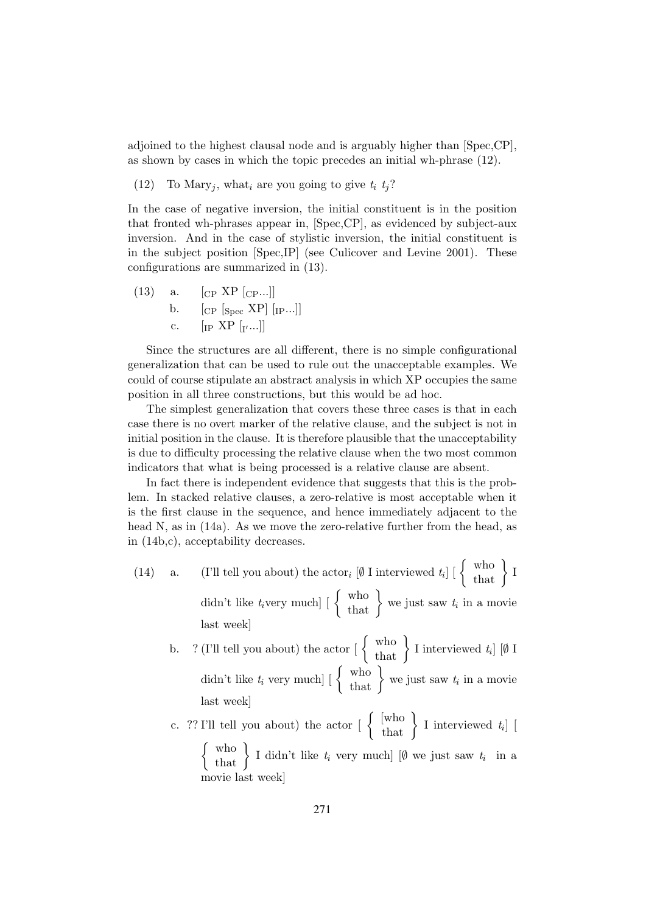adjoined to the highest clausal node and is arguably higher than [Spec,CP], as shown by cases in which the topic precedes an initial wh-phrase (12).

(12) To Mary$_j$, what$_i$ are you going to give $t_i$ $t_j$?

In the case of negative inversion, the initial constituent is in the position that fronted wh-phrases appear in, [Spec,CP], as evidenced by subject-aux inversion. And in the case of stylistic inversion, the initial constituent is in the subject position [Spec,IP] (see Culicover and Levine 2001). These configurations are summarized in (13).

(13) a. [$_{\text{CP}}$ XP [$_{\text{CP}}$...]]
b. [$_{\text{CP}}$ [$_{\text{Spec}}$ XP] [$_{\text{IP}}$...]]
c. [$_{\text{IP}}$ XP [$_{\text{I'}}$...]]

Since the structures are all different, there is no simple configurational generalization that can be used to rule out the unacceptable examples. We could of course stipulate an abstract analysis in which XP occupies the same position in all three constructions, but this would be ad hoc.

The simplest generalization that covers these three cases is that in each case there is no overt marker of the relative clause, and the subject is not in initial position in the clause. It is therefore plausible that the unacceptability is due to difficulty processing the relative clause when the two most common indicators that what is being processed is a relative clause are absent.

In fact there is independent evidence that suggests that this is the problem. In stacked relative clauses, a zero-relative is most acceptable when it is the first clause in the sequence, and hence immediately adjacent to the head N, as in (14a). As we move the zero-relative further from the head, as in (14b,c), acceptability decreases.

(14) a. (I'll tell you about) the actor$_i$ [∅ I interviewed $t_i$] [ {who/that} I didn't like $t_i$very much] [ {who/that} we just saw $t_i$ in a movie last week]

b. ? (I'll tell you about) the actor [ {who/that} I interviewed $t_i$] [∅ I didn't like $t_i$ very much] [ {who/that} we just saw $t_i$ in a movie last week]

c. ?? I'll tell you about) the actor [ {[who/that} I interviewed $t_i$] [ {who/that} I didn't like $t_i$ very much] [∅ we just saw $t_i$ in a movie last week]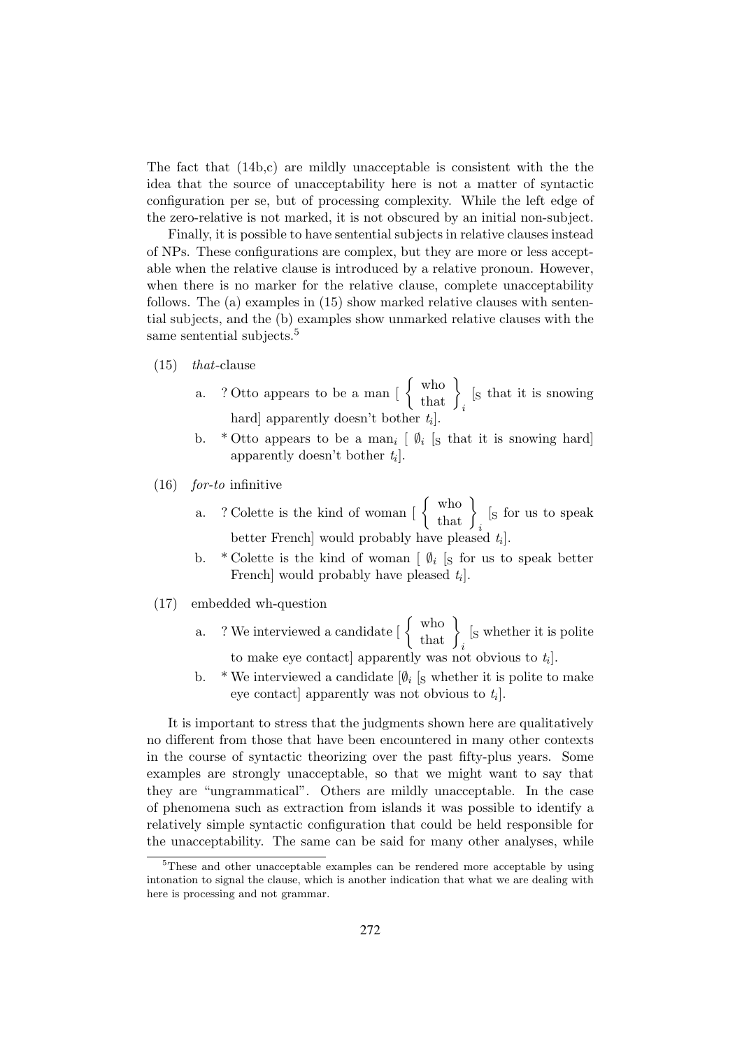The fact that (14b,c) are mildly unacceptable is consistent with the the idea that the source of unacceptability here is not a matter of syntactic configuration per se, but of processing complexity. While the left edge of the zero-relative is not marked, it is not obscured by an initial non-subject.

Finally, it is possible to have sentential subjects in relative clauses instead of NPs. These configurations are complex, but they are more or less acceptable when the relative clause is introduced by a relative pronoun. However, when there is no marker for the relative clause, complete unacceptability follows. The (a) examples in (15) show marked relative clauses with sentential subjects, and the (b) examples show unmarked relative clauses with the same sentential subjects.[5]

(15) *that*-clause

a. ? Otto appears to be a man [ $\left\{ \begin{array}{c} \text{who} \\ \text{that} \end{array} \right\}_i$ [$_S$ that it is snowing hard] apparently doesn't bother $t_i$].

b. * Otto appears to be a man$_i$ [ $\emptyset_i$ [$_S$ that it is snowing hard] apparently doesn't bother $t_i$].

(16) *for-to* infinitive

a. ? Colette is the kind of woman [ $\left\{ \begin{array}{c} \text{who} \\ \text{that} \end{array} \right\}_i$ [$_S$ for us to speak better French] would probably have pleased $t_i$].

b. * Colette is the kind of woman [ $\emptyset_i$ [$_S$ for us to speak better French] would probably have pleased $t_i$].

(17) embedded wh-question

a. ? We interviewed a candidate [ $\left\{ \begin{array}{c} \text{who} \\ \text{that} \end{array} \right\}_i$ [$_S$ whether it is polite to make eye contact] apparently was not obvious to $t_i$].

b. * We interviewed a candidate [$\emptyset_i$ [$_S$ whether it is polite to make eye contact] apparently was not obvious to $t_i$].

It is important to stress that the judgments shown here are qualitatively no different from those that have been encountered in many other contexts in the course of syntactic theorizing over the past fifty-plus years. Some examples are strongly unacceptable, so that we might want to say that they are "ungrammatical". Others are mildly unacceptable. In the case of phenomena such as extraction from islands it was possible to identify a relatively simple syntactic configuration that could be held responsible for the unacceptability. The same can be said for many other analyses, while

[5] These and other unacceptable examples can be rendered more acceptable by using intonation to signal the clause, which is another indication that what we are dealing with here is processing and not grammar.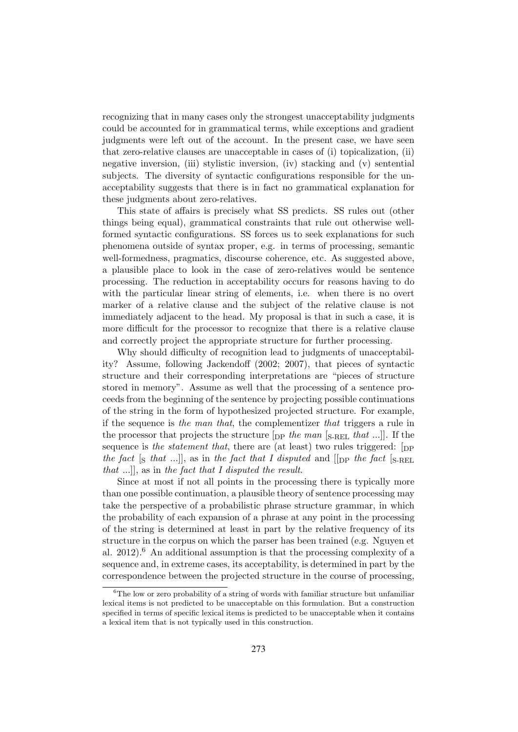recognizing that in many cases only the strongest unacceptability judgments could be accounted for in grammatical terms, while exceptions and gradient judgments were left out of the account. In the present case, we have seen that zero-relative clauses are unacceptable in cases of (i) topicalization, (ii) negative inversion, (iii) stylistic inversion, (iv) stacking and (v) sentential subjects. The diversity of syntactic configurations responsible for the unacceptability suggests that there is in fact no grammatical explanation for these judgments about zero-relatives.

This state of affairs is precisely what SS predicts. SS rules out (other things being equal), grammatical constraints that rule out otherwise well-formed syntactic configurations. SS forces us to seek explanations for such phenomena outside of syntax proper, e.g. in terms of processing, semantic well-formedness, pragmatics, discourse coherence, etc. As suggested above, a plausible place to look in the case of zero-relatives would be sentence processing. The reduction in acceptability occurs for reasons having to do with the particular linear string of elements, i.e. when there is no overt marker of a relative clause and the subject of the relative clause is not immediately adjacent to the head. My proposal is that in such a case, it is more difficult for the processor to recognize that there is a relative clause and correctly project the appropriate structure for further processing.

Why should difficulty of recognition lead to judgments of unacceptability? Assume, following Jackendoff (2002; 2007), that pieces of syntactic structure and their corresponding interpretations are "pieces of structure stored in memory". Assume as well that the processing of a sentence proceeds from the beginning of the sentence by projecting possible continuations of the string in the form of hypothesized projected structure. For example, if the sequence is *the man that*, the complementizer *that* triggers a rule in the processor that projects the structure $[_{\text{DP}}$ *the man* $[_{\text{S-REL}}$ *that* ...$]]$. If the sequence is *the statement that*, there are (at least) two rules triggered: $[_{\text{DP}}$ *the fact* $[_{\text{S}}$ *that* ...$]]$, as in *the fact that I disputed* and $[[_{\text{DP}}$ *the fact* $[_{\text{S-REL}}$ *that* ...$]]$, as in *the fact that I disputed the result*.

Since at most if not all points in the processing there is typically more than one possible continuation, a plausible theory of sentence processing may take the perspective of a probabilistic phrase structure grammar, in which the probability of each expansion of a phrase at any point in the processing of the string is determined at least in part by the relative frequency of its structure in the corpus on which the parser has been trained (e.g. Nguyen et al. 2012).[6] An additional assumption is that the processing complexity of a sequence and, in extreme cases, its acceptability, is determined in part by the correspondence between the projected structure in the course of processing,

[6] The low or zero probability of a string of words with familiar structure but unfamiliar lexical items is not predicted to be unacceptable on this formulation. But a construction specified in terms of specific lexical items is predicted to be unacceptable when it contains a lexical item that is not typically used in this construction.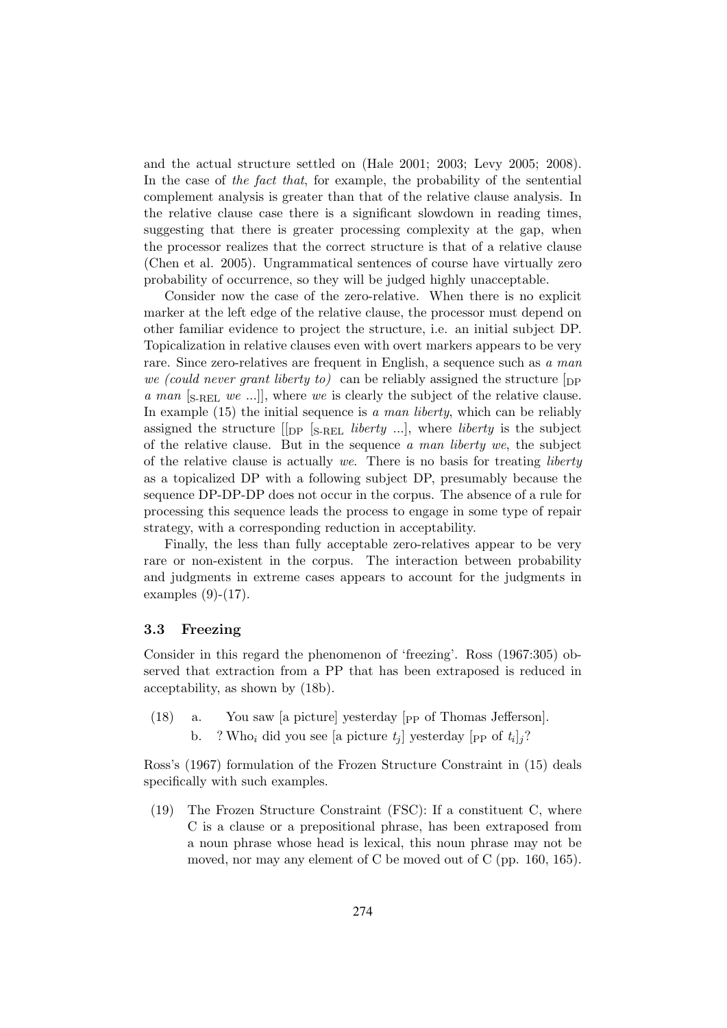and the actual structure settled on (Hale 2001; 2003; Levy 2005; 2008). In the case of *the fact that*, for example, the probability of the sentential complement analysis is greater than that of the relative clause analysis. In the relative clause case there is a significant slowdown in reading times, suggesting that there is greater processing complexity at the gap, when the processor realizes that the correct structure is that of a relative clause (Chen et al. 2005). Ungrammatical sentences of course have virtually zero probability of occurrence, so they will be judged highly unacceptable.

Consider now the case of the zero-relative. When there is no explicit marker at the left edge of the relative clause, the processor must depend on other familiar evidence to project the structure, i.e. an initial subject DP. Topicalization in relative clauses even with overt markers appears to be very rare. Since zero-relatives are frequent in English, a sequence such as *a man we (could never grant liberty to)* can be reliably assigned the structure [$_{\text{DP}}$ *a man* [$_{\text{S-REL}}$ *we* ...]], where *we* is clearly the subject of the relative clause. In example (15) the initial sequence is *a man liberty*, which can be reliably assigned the structure [[$_{\text{DP}}$ [$_{\text{S-REL}}$ *liberty* ...], where *liberty* is the subject of the relative clause. But in the sequence *a man liberty we*, the subject of the relative clause is actually *we*. There is no basis for treating *liberty* as a topicalized DP with a following subject DP, presumably because the sequence DP-DP-DP does not occur in the corpus. The absence of a rule for processing this sequence leads the process to engage in some type of repair strategy, with a corresponding reduction in acceptability.

Finally, the less than fully acceptable zero-relatives appear to be very rare or non-existent in the corpus. The interaction between probability and judgments in extreme cases appears to account for the judgments in examples (9)-(17).

### 3.3 Freezing

Consider in this regard the phenomenon of 'freezing'. Ross (1967:305) observed that extraction from a PP that has been extraposed is reduced in acceptability, as shown by (18b).

(18) a. You saw [a picture] yesterday [$_{\text{PP}}$ of Thomas Jefferson].
b. ? Who$_i$ did you see [a picture $t_j$] yesterday [$_{\text{PP}}$ of $t_i$]$_j$?

Ross's (1967) formulation of the Frozen Structure Constraint in (15) deals specifically with such examples.

(19) The Frozen Structure Constraint (FSC): If a constituent C, where C is a clause or a prepositional phrase, has been extraposed from a noun phrase whose head is lexical, this noun phrase may not be moved, nor may any element of C be moved out of C (pp. 160, 165).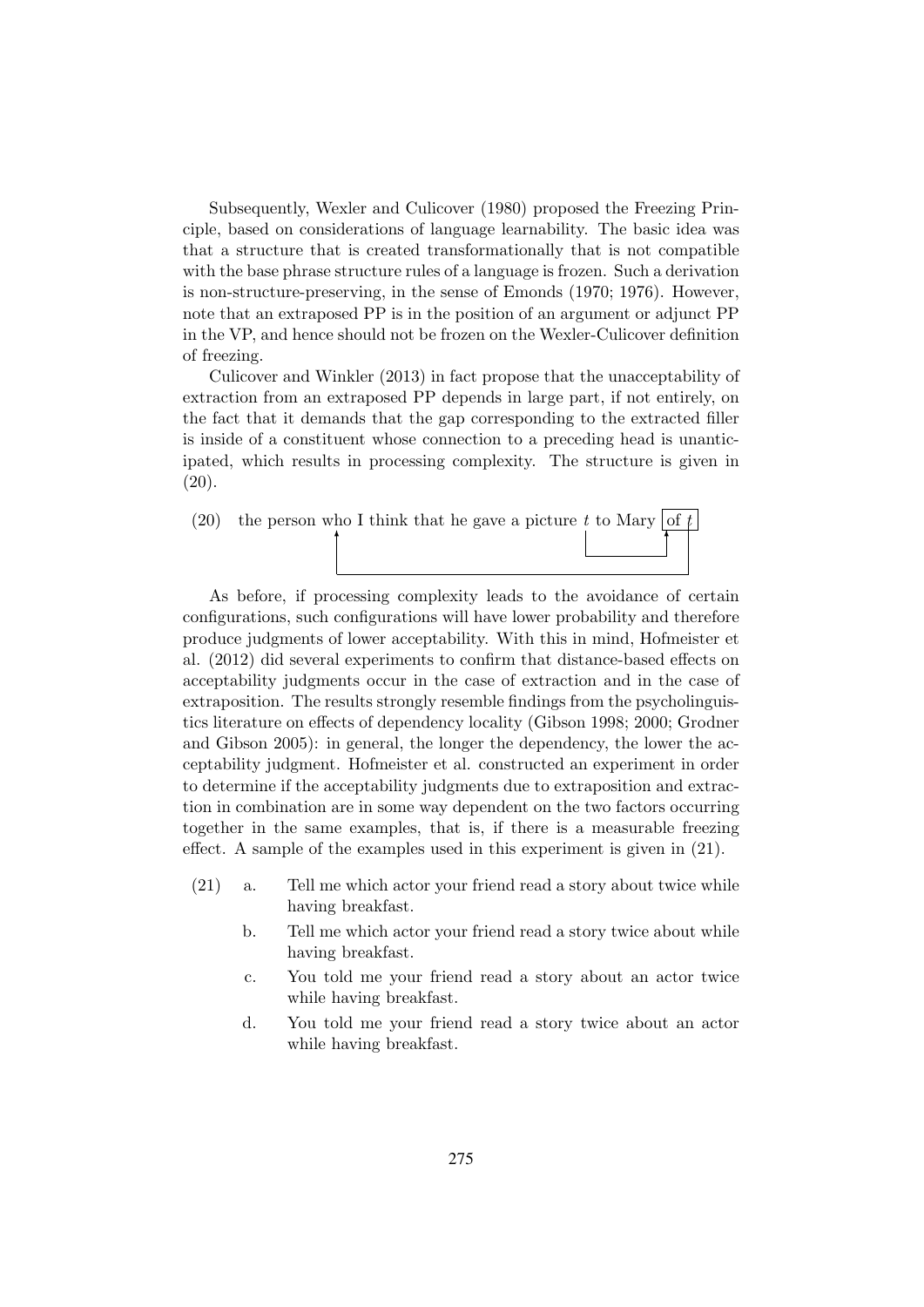Subsequently, Wexler and Culicover (1980) proposed the Freezing Principle, based on considerations of language learnability. The basic idea was that a structure that is created transformationally that is not compatible with the base phrase structure rules of a language is frozen. Such a derivation is non-structure-preserving, in the sense of Emonds (1970; 1976). However, note that an extraposed PP is in the position of an argument or adjunct PP in the VP, and hence should not be frozen on the Wexler-Culicover definition of freezing.

Culicover and Winkler (2013) in fact propose that the unacceptability of extraction from an extraposed PP depends in large part, if not entirely, on the fact that it demands that the gap corresponding to the extracted filler is inside of a constituent whose connection to a preceding head is unanticipated, which results in processing complexity. The structure is given in (20).

(20) the person who I think that he gave a picture *t* to Mary [of *t*]

As before, if processing complexity leads to the avoidance of certain configurations, such configurations will have lower probability and therefore produce judgments of lower acceptability. With this in mind, Hofmeister et al. (2012) did several experiments to confirm that distance-based effects on acceptability judgments occur in the case of extraction and in the case of extraposition. The results strongly resemble findings from the psycholinguistics literature on effects of dependency locality (Gibson 1998; 2000; Grodner and Gibson 2005): in general, the longer the dependency, the lower the acceptability judgment. Hofmeister et al. constructed an experiment in order to determine if the acceptability judgments due to extraposition and extraction in combination are in some way dependent on the two factors occurring together in the same examples, that is, if there is a measurable freezing effect. A sample of the examples used in this experiment is given in (21).

(21)
  a. Tell me which actor your friend read a story about twice while having breakfast.
  b. Tell me which actor your friend read a story twice about while having breakfast.
  c. You told me your friend read a story about an actor twice while having breakfast.
  d. You told me your friend read a story twice about an actor while having breakfast.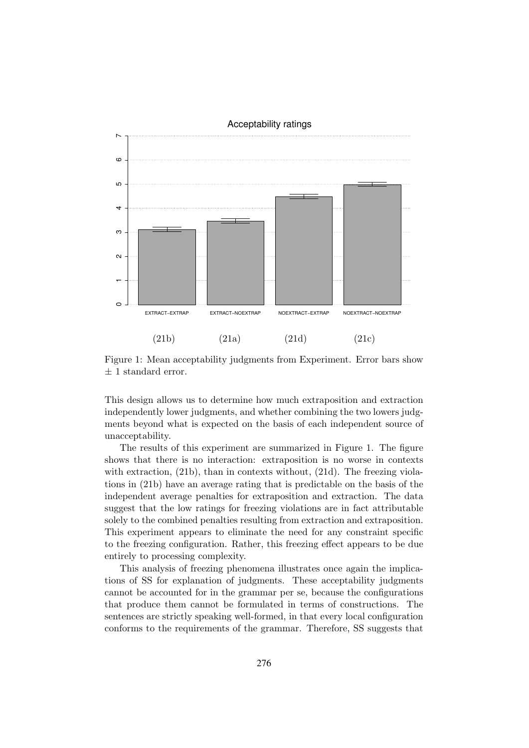Figure 1: Mean acceptability judgments from Experiment. Error bars show ± 1 standard error.

This design allows us to determine how much extraposition and extraction independently lower judgments, and whether combining the two lowers judgments beyond what is expected on the basis of each independent source of unacceptability.

The results of this experiment are summarized in Figure 1. The figure shows that there is no interaction: extraposition is no worse in contexts with extraction, (21b), than in contexts without, (21d). The freezing violations in (21b) have an average rating that is predictable on the basis of the independent average penalties for extraposition and extraction. The data suggest that the low ratings for freezing violations are in fact attributable solely to the combined penalties resulting from extraction and extraposition. This experiment appears to eliminate the need for any constraint specific to the freezing configuration. Rather, this freezing effect appears to be due entirely to processing complexity.

This analysis of freezing phenomena illustrates once again the implications of SS for explanation of judgments. These acceptability judgments cannot be accounted for in the grammar per se, because the configurations that produce them cannot be formulated in terms of constructions. The sentences are strictly speaking well-formed, in that every local configuration conforms to the requirements of the grammar. Therefore, SS suggests that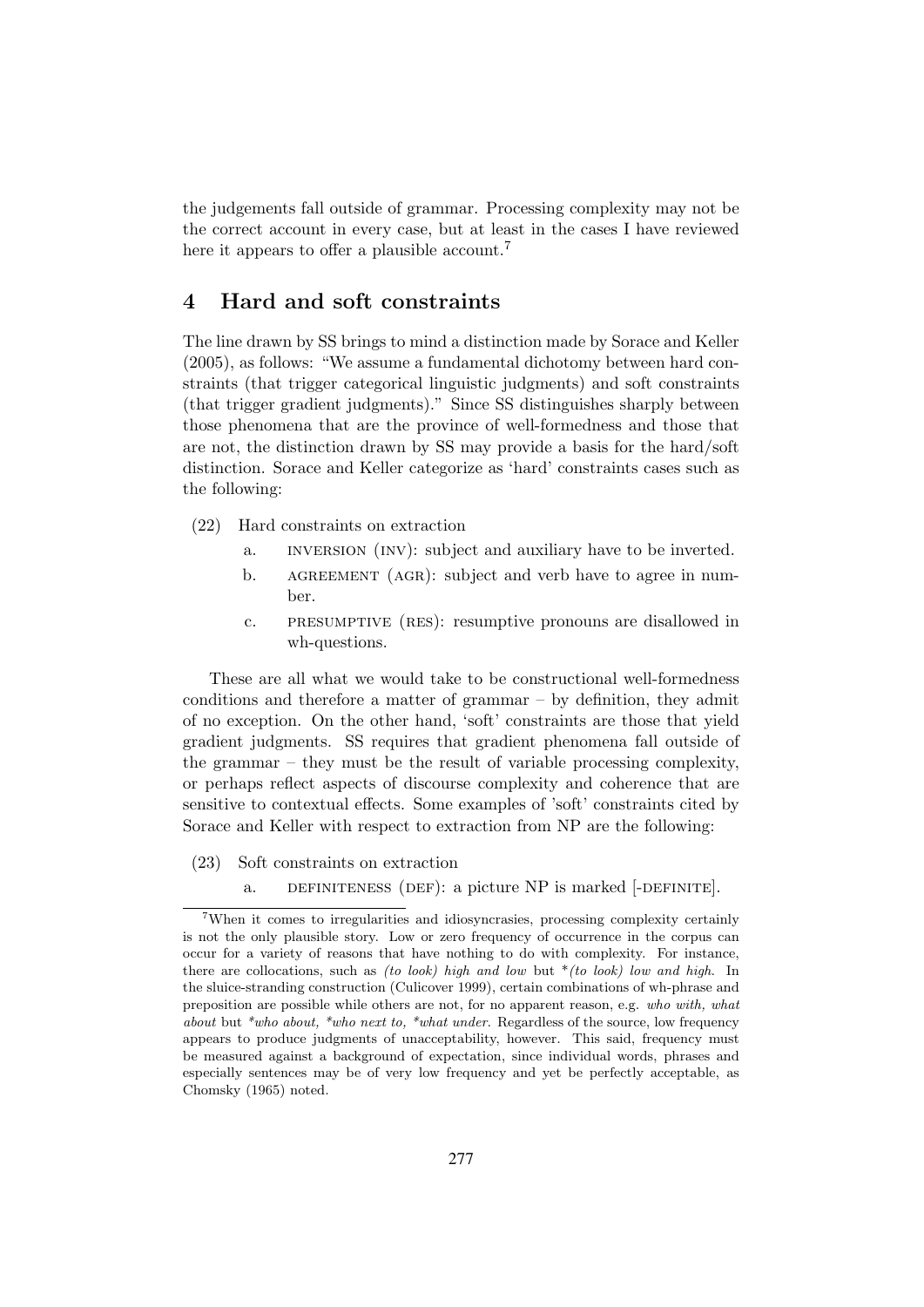the judgements fall outside of grammar. Processing complexity may not be the correct account in every case, but at least in the cases I have reviewed here it appears to offer a plausible account.[7]

## 4 Hard and soft constraints

The line drawn by SS brings to mind a distinction made by Sorace and Keller (2005), as follows: "We assume a fundamental dichotomy between hard constraints (that trigger categorical linguistic judgments) and soft constraints (that trigger gradient judgments)." Since SS distinguishes sharply between those phenomena that are the province of well-formedness and those that are not, the distinction drawn by SS may provide a basis for the hard/soft distinction. Sorace and Keller categorize as 'hard' constraints cases such as the following:

(22) Hard constraints on extraction

- a. INVERSION (INV): subject and auxiliary have to be inverted.
- b. AGREEMENT (AGR): subject and verb have to agree in number.
- c. PRESUMPTIVE (RES): resumptive pronouns are disallowed in wh-questions.

These are all what we would take to be constructional well-formedness conditions and therefore a matter of grammar – by definition, they admit of no exception. On the other hand, 'soft' constraints are those that yield gradient judgments. SS requires that gradient phenomena fall outside of the grammar – they must be the result of variable processing complexity, or perhaps reflect aspects of discourse complexity and coherence that are sensitive to contextual effects. Some examples of 'soft' constraints cited by Sorace and Keller with respect to extraction from NP are the following:

(23) Soft constraints on extraction

- a. DEFINITENESS (DEF): a picture NP is marked [-DEFINITE].

---

[7] When it comes to irregularities and idiosyncrasies, processing complexity certainly is not the only plausible story. Low or zero frequency of occurrence in the corpus can occur for a variety of reasons that have nothing to do with complexity. For instance, there are collocations, such as *(to look) high and low* but *\*(to look) low and high*. In the sluice-stranding construction (Culicover 1999), certain combinations of wh-phrase and preposition are possible while others are not, for no apparent reason, e.g. *who with, what about* but *\*who about, \*who next to, \*what under*. Regardless of the source, low frequency appears to produce judgments of unacceptability, however. This said, frequency must be measured against a background of expectation, since individual words, phrases and especially sentences may be of very low frequency and yet be perfectly acceptable, as Chomsky (1965) noted.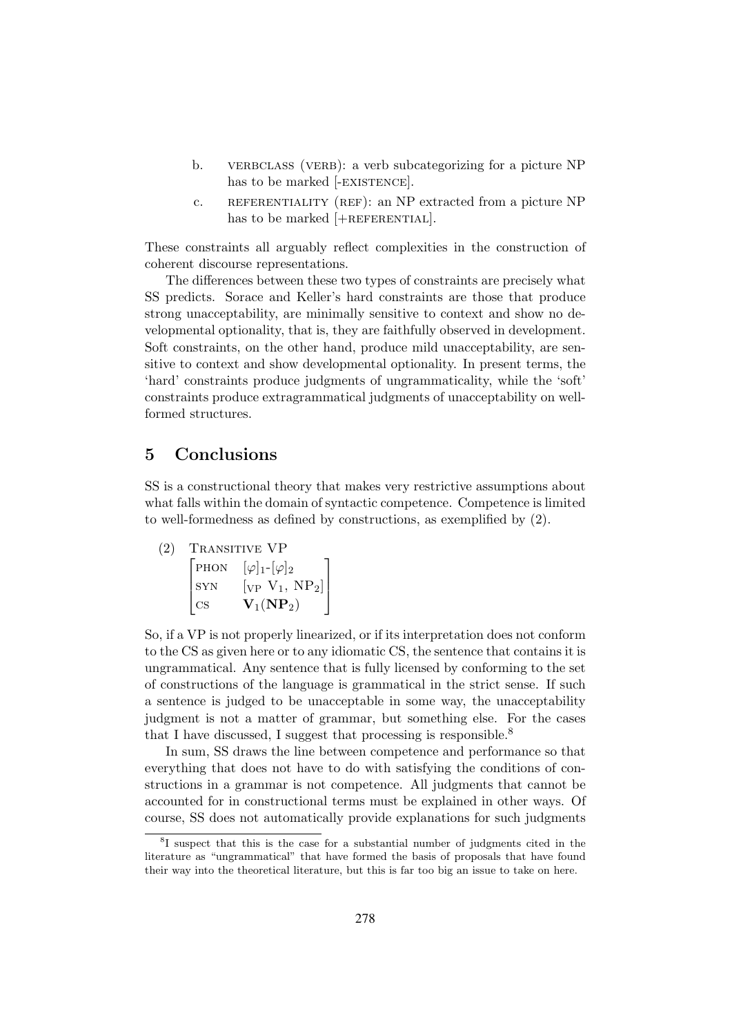b. VERBCLASS (VERB): a verb subcategorizing for a picture NP has to be marked [-EXISTENCE].

c. REFERENTIALITY (REF): an NP extracted from a picture NP has to be marked [+REFERENTIAL].

These constraints all arguably reflect complexities in the construction of coherent discourse representations.

The differences between these two types of constraints are precisely what SS predicts. Sorace and Keller's hard constraints are those that produce strong unacceptability, are minimally sensitive to context and show no developmental optionality, that is, they are faithfully observed in development. Soft constraints, on the other hand, produce mild unacceptability, are sensitive to context and show developmental optionality. In present terms, the 'hard' constraints produce judgments of ungrammaticality, while the 'soft' constraints produce extragrammatical judgments of unacceptability on well-formed structures.

## 5 Conclusions

SS is a constructional theory that makes very restrictive assumptions about what falls within the domain of syntactic competence. Competence is limited to well-formedness as defined by constructions, as exemplified by (2).

(2) TRANSITIVE VP

$$\begin{bmatrix} \text{PHON} & [\varphi]_1\text{-}[\varphi]_2 \\ \text{SYN} & [_{\text{VP}}\ \text{V}_1,\ \text{NP}_2] \\ \text{CS} & \mathbf{V}_1(\mathbf{NP}_2) \end{bmatrix}$$

So, if a VP is not properly linearized, or if its interpretation does not conform to the CS as given here or to any idiomatic CS, the sentence that contains it is ungrammatical. Any sentence that is fully licensed by conforming to the set of constructions of the language is grammatical in the strict sense. If such a sentence is judged to be unacceptable in some way, the unacceptability judgment is not a matter of grammar, but something else. For the cases that I have discussed, I suggest that processing is responsible.[8]

In sum, SS draws the line between competence and performance so that everything that does not have to do with satisfying the conditions of constructions in a grammar is not competence. All judgments that cannot be accounted for in constructional terms must be explained in other ways. Of course, SS does not automatically provide explanations for such judgments

[8] I suspect that this is the case for a substantial number of judgments cited in the literature as "ungrammatical" that have formed the basis of proposals that have found their way into the theoretical literature, but this is far too big an issue to take on here.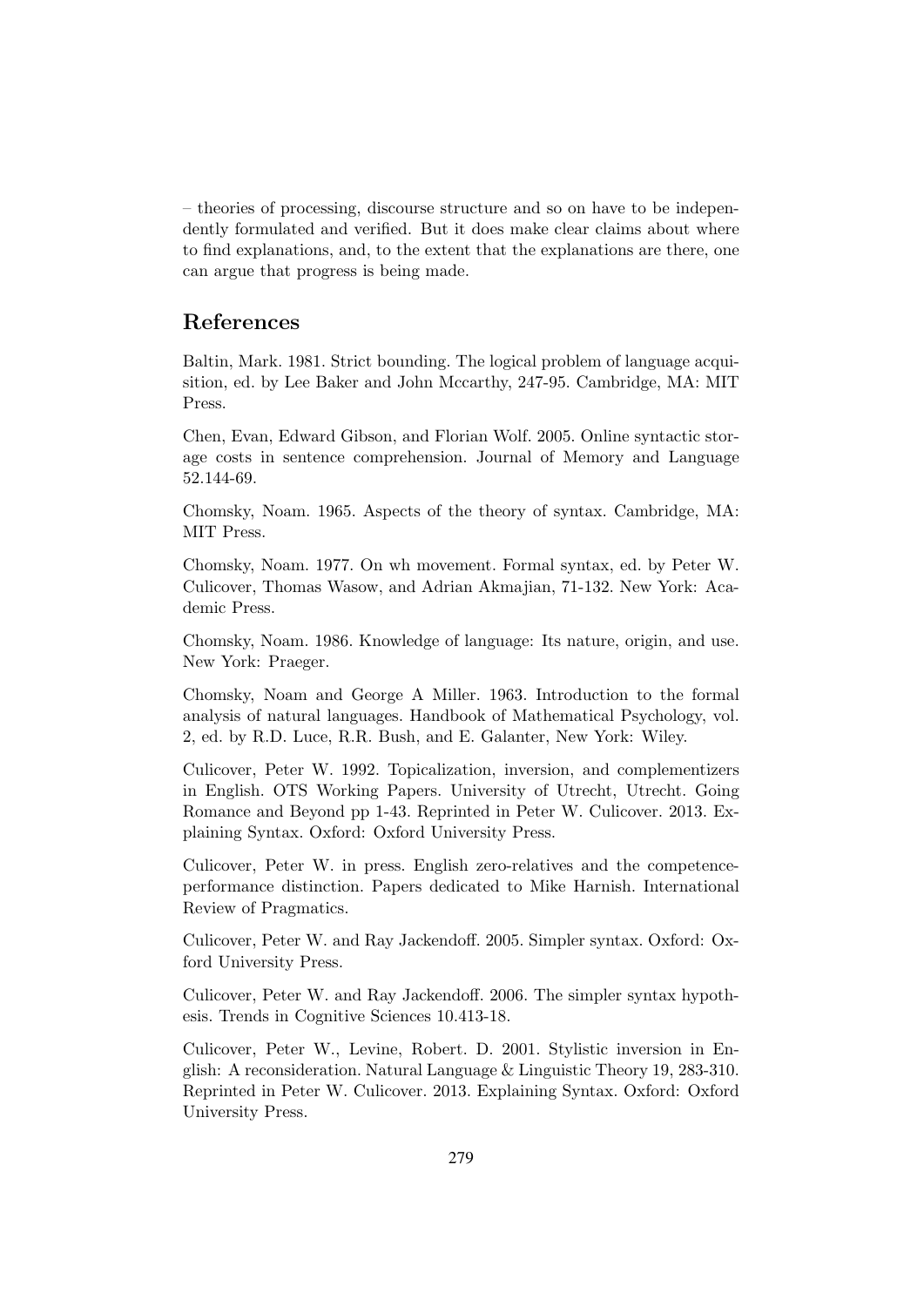– theories of processing, discourse structure and so on have to be independently formulated and verified. But it does make clear claims about where to find explanations, and, to the extent that the explanations are there, one can argue that progress is being made.

## References

Baltin, Mark. 1981. Strict bounding. The logical problem of language acquisition, ed. by Lee Baker and John Mccarthy, 247-95. Cambridge, MA: MIT Press.

Chen, Evan, Edward Gibson, and Florian Wolf. 2005. Online syntactic storage costs in sentence comprehension. Journal of Memory and Language 52.144-69.

Chomsky, Noam. 1965. Aspects of the theory of syntax. Cambridge, MA: MIT Press.

Chomsky, Noam. 1977. On wh movement. Formal syntax, ed. by Peter W. Culicover, Thomas Wasow, and Adrian Akmajian, 71-132. New York: Academic Press.

Chomsky, Noam. 1986. Knowledge of language: Its nature, origin, and use. New York: Praeger.

Chomsky, Noam and George A Miller. 1963. Introduction to the formal analysis of natural languages. Handbook of Mathematical Psychology, vol. 2, ed. by R.D. Luce, R.R. Bush, and E. Galanter, New York: Wiley.

Culicover, Peter W. 1992. Topicalization, inversion, and complementizers in English. OTS Working Papers. University of Utrecht, Utrecht. Going Romance and Beyond pp 1-43. Reprinted in Peter W. Culicover. 2013. Explaining Syntax. Oxford: Oxford University Press.

Culicover, Peter W. in press. English zero-relatives and the competence-performance distinction. Papers dedicated to Mike Harnish. International Review of Pragmatics.

Culicover, Peter W. and Ray Jackendoff. 2005. Simpler syntax. Oxford: Oxford University Press.

Culicover, Peter W. and Ray Jackendoff. 2006. The simpler syntax hypothesis. Trends in Cognitive Sciences 10.413-18.

Culicover, Peter W., Levine, Robert. D. 2001. Stylistic inversion in English: A reconsideration. Natural Language & Linguistic Theory 19, 283-310. Reprinted in Peter W. Culicover. 2013. Explaining Syntax. Oxford: Oxford University Press.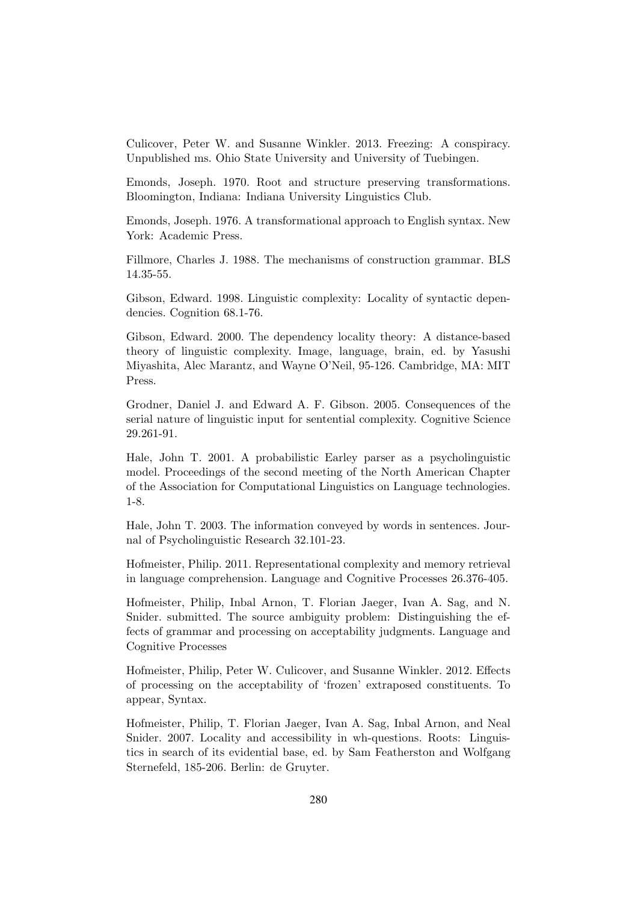Culicover, Peter W. and Susanne Winkler. 2013. Freezing: A conspiracy. Unpublished ms. Ohio State University and University of Tuebingen.

Emonds, Joseph. 1970. Root and structure preserving transformations. Bloomington, Indiana: Indiana University Linguistics Club.

Emonds, Joseph. 1976. A transformational approach to English syntax. New York: Academic Press.

Fillmore, Charles J. 1988. The mechanisms of construction grammar. BLS 14.35-55.

Gibson, Edward. 1998. Linguistic complexity: Locality of syntactic dependencies. Cognition 68.1-76.

Gibson, Edward. 2000. The dependency locality theory: A distance-based theory of linguistic complexity. Image, language, brain, ed. by Yasushi Miyashita, Alec Marantz, and Wayne O'Neil, 95-126. Cambridge, MA: MIT Press.

Grodner, Daniel J. and Edward A. F. Gibson. 2005. Consequences of the serial nature of linguistic input for sentential complexity. Cognitive Science 29.261-91.

Hale, John T. 2001. A probabilistic Earley parser as a psycholinguistic model. Proceedings of the second meeting of the North American Chapter of the Association for Computational Linguistics on Language technologies. 1-8.

Hale, John T. 2003. The information conveyed by words in sentences. Journal of Psycholinguistic Research 32.101-23.

Hofmeister, Philip. 2011. Representational complexity and memory retrieval in language comprehension. Language and Cognitive Processes 26.376-405.

Hofmeister, Philip, Inbal Arnon, T. Florian Jaeger, Ivan A. Sag, and N. Snider. submitted. The source ambiguity problem: Distinguishing the effects of grammar and processing on acceptability judgments. Language and Cognitive Processes

Hofmeister, Philip, Peter W. Culicover, and Susanne Winkler. 2012. Effects of processing on the acceptability of 'frozen' extraposed constituents. To appear, Syntax.

Hofmeister, Philip, T. Florian Jaeger, Ivan A. Sag, Inbal Arnon, and Neal Snider. 2007. Locality and accessibility in wh-questions. Roots: Linguistics in search of its evidential base, ed. by Sam Featherston and Wolfgang Sternefeld, 185-206. Berlin: de Gruyter.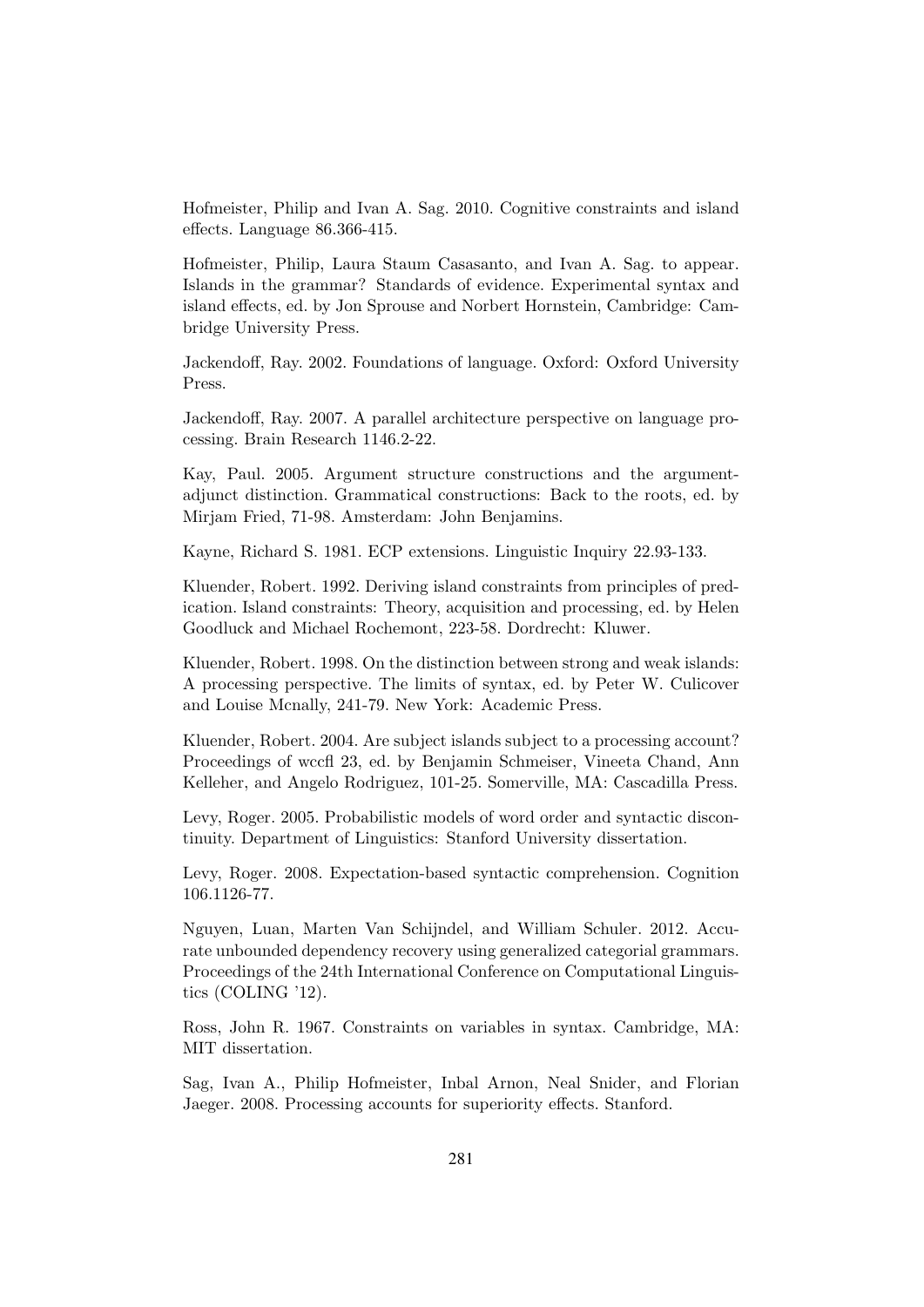Hofmeister, Philip and Ivan A. Sag. 2010. Cognitive constraints and island effects. Language 86.366-415.

Hofmeister, Philip, Laura Staum Casasanto, and Ivan A. Sag. to appear. Islands in the grammar? Standards of evidence. Experimental syntax and island effects, ed. by Jon Sprouse and Norbert Hornstein, Cambridge: Cambridge University Press.

Jackendoff, Ray. 2002. Foundations of language. Oxford: Oxford University Press.

Jackendoff, Ray. 2007. A parallel architecture perspective on language processing. Brain Research 1146.2-22.

Kay, Paul. 2005. Argument structure constructions and the argument-adjunct distinction. Grammatical constructions: Back to the roots, ed. by Mirjam Fried, 71-98. Amsterdam: John Benjamins.

Kayne, Richard S. 1981. ECP extensions. Linguistic Inquiry 22.93-133.

Kluender, Robert. 1992. Deriving island constraints from principles of predication. Island constraints: Theory, acquisition and processing, ed. by Helen Goodluck and Michael Rochemont, 223-58. Dordrecht: Kluwer.

Kluender, Robert. 1998. On the distinction between strong and weak islands: A processing perspective. The limits of syntax, ed. by Peter W. Culicover and Louise Mcnally, 241-79. New York: Academic Press.

Kluender, Robert. 2004. Are subject islands subject to a processing account? Proceedings of wccfl 23, ed. by Benjamin Schmeiser, Vineeta Chand, Ann Kelleher, and Angelo Rodriguez, 101-25. Somerville, MA: Cascadilla Press.

Levy, Roger. 2005. Probabilistic models of word order and syntactic discontinuity. Department of Linguistics: Stanford University dissertation.

Levy, Roger. 2008. Expectation-based syntactic comprehension. Cognition 106.1126-77.

Nguyen, Luan, Marten Van Schijndel, and William Schuler. 2012. Accurate unbounded dependency recovery using generalized categorial grammars. Proceedings of the 24th International Conference on Computational Linguistics (COLING '12).

Ross, John R. 1967. Constraints on variables in syntax. Cambridge, MA: MIT dissertation.

Sag, Ivan A., Philip Hofmeister, Inbal Arnon, Neal Snider, and Florian Jaeger. 2008. Processing accounts for superiority effects. Stanford.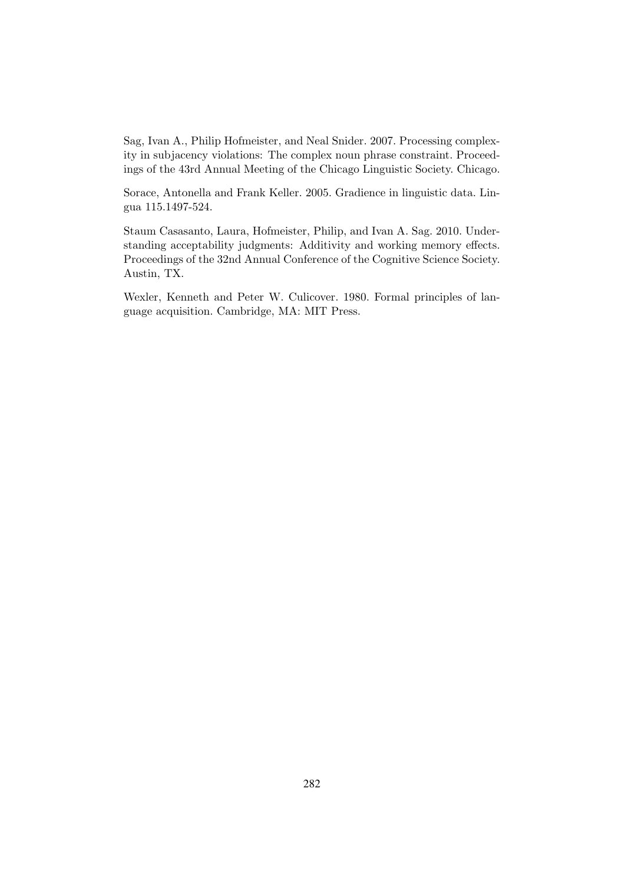Sag, Ivan A., Philip Hofmeister, and Neal Snider. 2007. Processing complexity in subjacency violations: The complex noun phrase constraint. Proceedings of the 43rd Annual Meeting of the Chicago Linguistic Society. Chicago.

Sorace, Antonella and Frank Keller. 2005. Gradience in linguistic data. Lingua 115.1497-524.

Staum Casasanto, Laura, Hofmeister, Philip, and Ivan A. Sag. 2010. Understanding acceptability judgments: Additivity and working memory effects. Proceedings of the 32nd Annual Conference of the Cognitive Science Society. Austin, TX.

Wexler, Kenneth and Peter W. Culicover. 1980. Formal principles of language acquisition. Cambridge, MA: MIT Press.